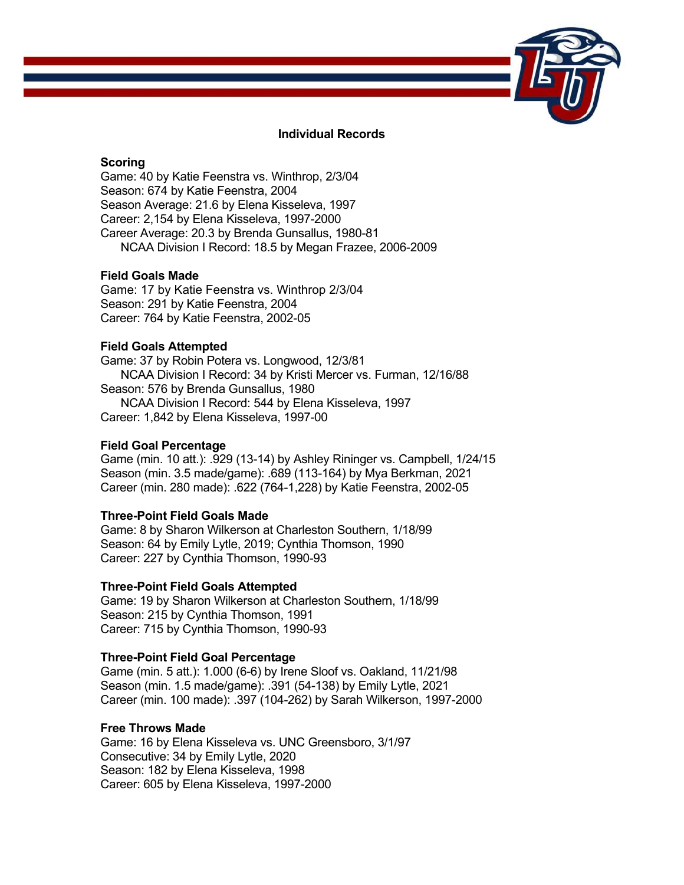## Individual Records

### Scoring

Game: 40 by Katie Feenstra vs. Winthrop, 2/3/04
Season: 674 by Katie Feenstra, 2004
Season Average: 21.6 by Elena Kisseleva, 1997
Career: 2,154 by Elena Kisseleva, 1997-2000
Career Average: 20.3 by Brenda Gunsallus, 1980-81
  NCAA Division I Record: 18.5 by Megan Frazee, 2006-2009

### Field Goals Made

Game: 17 by Katie Feenstra vs. Winthrop 2/3/04
Season: 291 by Katie Feenstra, 2004
Career: 764 by Katie Feenstra, 2002-05

### Field Goals Attempted

Game: 37 by Robin Potera vs. Longwood, 12/3/81
  NCAA Division I Record: 34 by Kristi Mercer vs. Furman, 12/16/88
Season: 576 by Brenda Gunsallus, 1980
  NCAA Division I Record: 544 by Elena Kisseleva, 1997
Career: 1,842 by Elena Kisseleva, 1997-00

### Field Goal Percentage

Game (min. 10 att.): .929 (13-14) by Ashley Rininger vs. Campbell, 1/24/15
Season (min. 3.5 made/game): .689 (113-164) by Mya Berkman, 2021
Career (min. 280 made): .622 (764-1,228) by Katie Feenstra, 2002-05

### Three-Point Field Goals Made

Game: 8 by Sharon Wilkerson at Charleston Southern, 1/18/99
Season: 64 by Emily Lytle, 2019; Cynthia Thomson, 1990
Career: 227 by Cynthia Thomson, 1990-93

### Three-Point Field Goals Attempted

Game: 19 by Sharon Wilkerson at Charleston Southern, 1/18/99
Season: 215 by Cynthia Thomson, 1991
Career: 715 by Cynthia Thomson, 1990-93

### Three-Point Field Goal Percentage

Game (min. 5 att.): 1.000 (6-6) by Irene Sloof vs. Oakland, 11/21/98
Season (min. 1.5 made/game): .391 (54-138) by Emily Lytle, 2021
Career (min. 100 made): .397 (104-262) by Sarah Wilkerson, 1997-2000

### Free Throws Made

Game: 16 by Elena Kisseleva vs. UNC Greensboro, 3/1/97
Consecutive: 34 by Emily Lytle, 2020
Season: 182 by Elena Kisseleva, 1998
Career: 605 by Elena Kisseleva, 1997-2000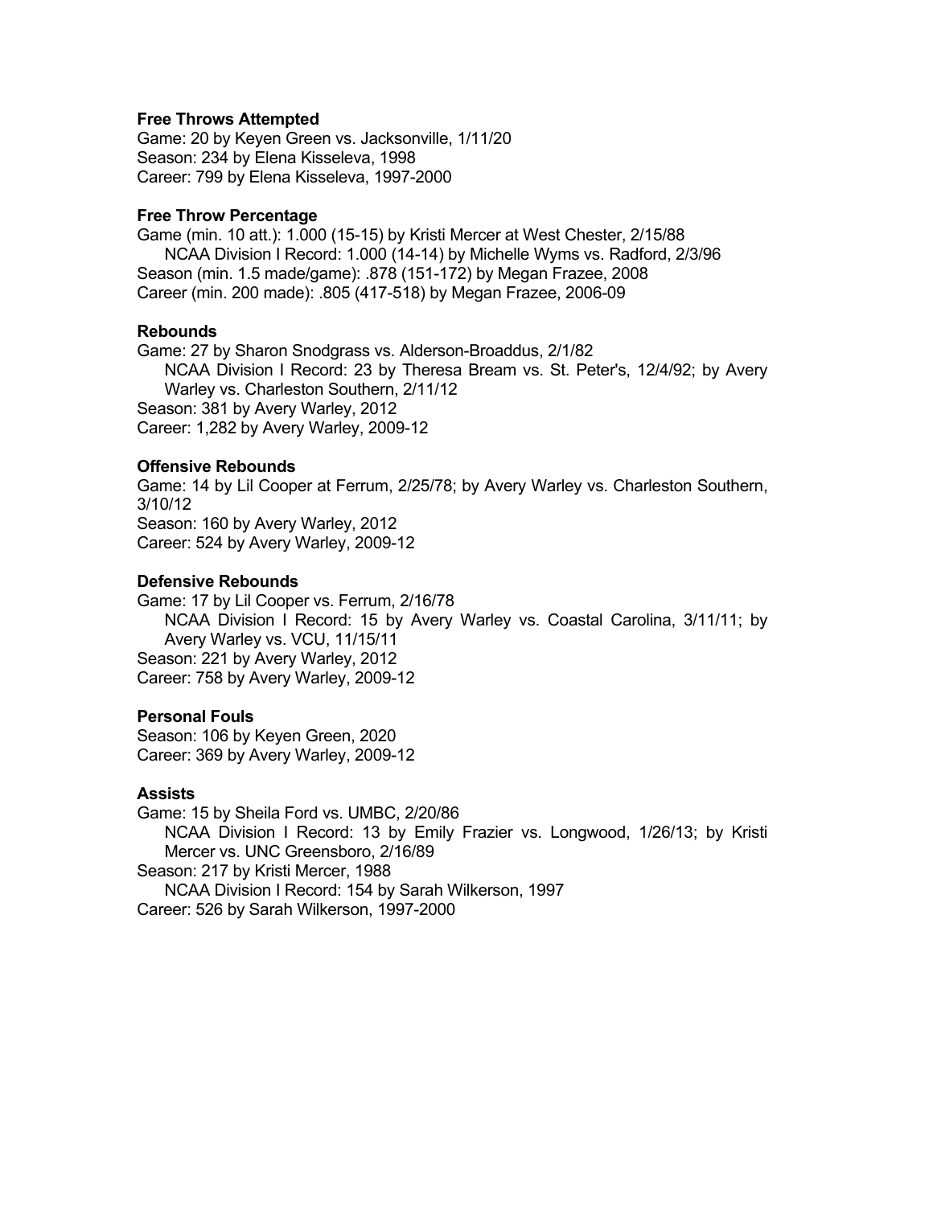### Free Throws Attempted

Game: 20 by Keyen Green vs. Jacksonville, 1/11/20
Season: 234 by Elena Kisseleva, 1998
Career: 799 by Elena Kisseleva, 1997-2000

### Free Throw Percentage

Game (min. 10 att.): 1.000 (15-15) by Kristi Mercer at West Chester, 2/15/88
    NCAA Division I Record: 1.000 (14-14) by Michelle Wyms vs. Radford, 2/3/96
Season (min. 1.5 made/game): .878 (151-172) by Megan Frazee, 2008
Career (min. 200 made): .805 (417-518) by Megan Frazee, 2006-09

### Rebounds

Game: 27 by Sharon Snodgrass vs. Alderson-Broaddus, 2/1/82
    NCAA Division I Record: 23 by Theresa Bream vs. St. Peter's, 12/4/92; by Avery Warley vs. Charleston Southern, 2/11/12
Season: 381 by Avery Warley, 2012
Career: 1,282 by Avery Warley, 2009-12

### Offensive Rebounds

Game: 14 by Lil Cooper at Ferrum, 2/25/78; by Avery Warley vs. Charleston Southern, 3/10/12
Season: 160 by Avery Warley, 2012
Career: 524 by Avery Warley, 2009-12

### Defensive Rebounds

Game: 17 by Lil Cooper vs. Ferrum, 2/16/78
    NCAA Division I Record: 15 by Avery Warley vs. Coastal Carolina, 3/11/11; by Avery Warley vs. VCU, 11/15/11
Season: 221 by Avery Warley, 2012
Career: 758 by Avery Warley, 2009-12

### Personal Fouls

Season: 106 by Keyen Green, 2020
Career: 369 by Avery Warley, 2009-12

### Assists

Game: 15 by Sheila Ford vs. UMBC, 2/20/86
    NCAA Division I Record: 13 by Emily Frazier vs. Longwood, 1/26/13; by Kristi Mercer vs. UNC Greensboro, 2/16/89
Season: 217 by Kristi Mercer, 1988
    NCAA Division I Record: 154 by Sarah Wilkerson, 1997
Career: 526 by Sarah Wilkerson, 1997-2000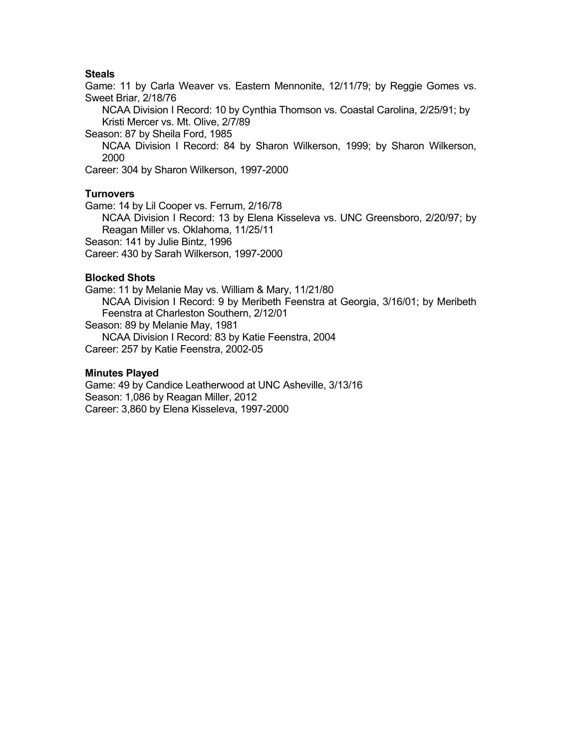**Steals**

Game: 11 by Carla Weaver vs. Eastern Mennonite, 12/11/79; by Reggie Gomes vs. Sweet Briar, 2/18/76

NCAA Division I Record: 10 by Cynthia Thomson vs. Coastal Carolina, 2/25/91; by Kristi Mercer vs. Mt. Olive, 2/7/89

Season: 87 by Sheila Ford, 1985

NCAA Division I Record: 84 by Sharon Wilkerson, 1999; by Sharon Wilkerson, 2000

Career: 304 by Sharon Wilkerson, 1997-2000

**Turnovers**

Game: 14 by Lil Cooper vs. Ferrum, 2/16/78

NCAA Division I Record: 13 by Elena Kisseleva vs. UNC Greensboro, 2/20/97; by Reagan Miller vs. Oklahoma, 11/25/11

Season: 141 by Julie Bintz, 1996

Career: 430 by Sarah Wilkerson, 1997-2000

**Blocked Shots**

Game: 11 by Melanie May vs. William & Mary, 11/21/80

NCAA Division I Record: 9 by Meribeth Feenstra at Georgia, 3/16/01; by Meribeth Feenstra at Charleston Southern, 2/12/01

Season: 89 by Melanie May, 1981

NCAA Division I Record: 83 by Katie Feenstra, 2004

Career: 257 by Katie Feenstra, 2002-05

**Minutes Played**

Game: 49 by Candice Leatherwood at UNC Asheville, 3/13/16

Season: 1,086 by Reagan Miller, 2012

Career: 3,860 by Elena Kisseleva, 1997-2000